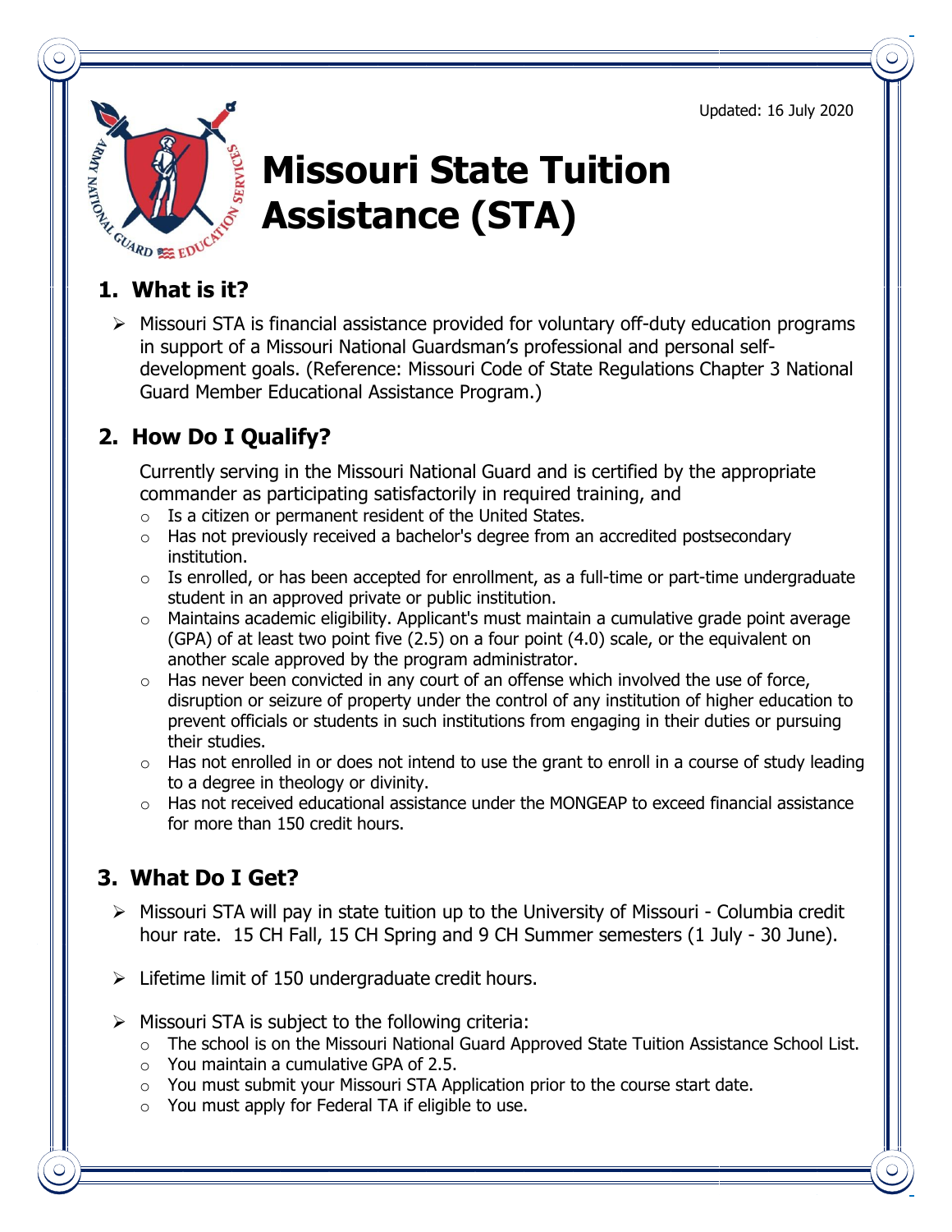Updated: 16 July 2020

# Missouri State Tuition Assistance (STA)

## 1. What is it?

- Missouri STA is financial assistance provided for voluntary off-duty education programs in support of a Missouri National Guardsman's professional and personal self-development goals. (Reference: Missouri Code of State Regulations Chapter 3 National Guard Member Educational Assistance Program.)

## 2. How Do I Qualify?

Currently serving in the Missouri National Guard and is certified by the appropriate commander as participating satisfactorily in required training, and

- Is a citizen or permanent resident of the United States.
- Has not previously received a bachelor's degree from an accredited postsecondary institution.
- Is enrolled, or has been accepted for enrollment, as a full-time or part-time undergraduate student in an approved private or public institution.
- Maintains academic eligibility. Applicant's must maintain a cumulative grade point average (GPA) of at least two point five (2.5) on a four point (4.0) scale, or the equivalent on another scale approved by the program administrator.
- Has never been convicted in any court of an offense which involved the use of force, disruption or seizure of property under the control of any institution of higher education to prevent officials or students in such institutions from engaging in their duties or pursuing their studies.
- Has not enrolled in or does not intend to use the grant to enroll in a course of study leading to a degree in theology or divinity.
- Has not received educational assistance under the MONGEAP to exceed financial assistance for more than 150 credit hours.

## 3. What Do I Get?

- Missouri STA will pay in state tuition up to the University of Missouri - Columbia credit hour rate. 15 CH Fall, 15 CH Spring and 9 CH Summer semesters (1 July - 30 June).
- Lifetime limit of 150 undergraduate credit hours.
- Missouri STA is subject to the following criteria:
  - The school is on the Missouri National Guard Approved State Tuition Assistance School List.
  - You maintain a cumulative GPA of 2.5.
  - You must submit your Missouri STA Application prior to the course start date.
  - You must apply for Federal TA if eligible to use.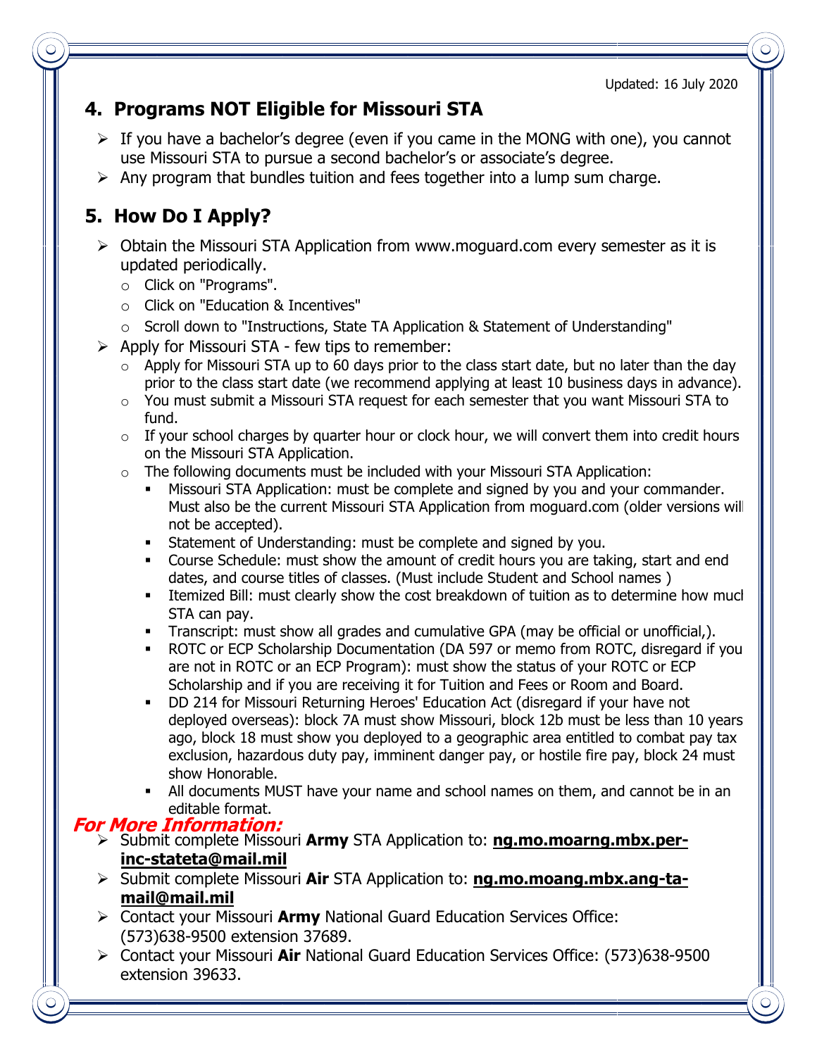Updated: 16 July 2020

## 4. Programs NOT Eligible for Missouri STA

- If you have a bachelor's degree (even if you came in the MONG with one), you cannot use Missouri STA to pursue a second bachelor's or associate's degree.
- Any program that bundles tuition and fees together into a lump sum charge.

## 5. How Do I Apply?

- Obtain the Missouri STA Application from www.moguard.com every semester as it is updated periodically.
  - Click on "Programs".
  - Click on "Education & Incentives"
  - Scroll down to "Instructions, State TA Application & Statement of Understanding"
- Apply for Missouri STA - few tips to remember:
  - Apply for Missouri STA up to 60 days prior to the class start date, but no later than the day prior to the class start date (we recommend applying at least 10 business days in advance).
  - You must submit a Missouri STA request for each semester that you want Missouri STA to fund.
  - If your school charges by quarter hour or clock hour, we will convert them into credit hours on the Missouri STA Application.
  - The following documents must be included with your Missouri STA Application:
    - Missouri STA Application: must be complete and signed by you and your commander. Must also be the current Missouri STA Application from moguard.com (older versions will not be accepted).
    - Statement of Understanding: must be complete and signed by you.
    - Course Schedule: must show the amount of credit hours you are taking, start and end dates, and course titles of classes. (Must include Student and School names )
    - Itemized Bill: must clearly show the cost breakdown of tuition as to determine how much STA can pay.
    - Transcript: must show all grades and cumulative GPA (may be official or unofficial,).
    - ROTC or ECP Scholarship Documentation (DA 597 or memo from ROTC, disregard if you are not in ROTC or an ECP Program): must show the status of your ROTC or ECP Scholarship and if you are receiving it for Tuition and Fees or Room and Board.
    - DD 214 for Missouri Returning Heroes' Education Act (disregard if your have not deployed overseas): block 7A must show Missouri, block 12b must be less than 10 years ago, block 18 must show you deployed to a geographic area entitled to combat pay tax exclusion, hazardous duty pay, imminent danger pay, or hostile fire pay, block 24 must show Honorable.
    - All documents MUST have your name and school names on them, and cannot be in an editable format.

***For More Information:***

- Submit complete Missouri **Army** STA Application to: **ng.mo.moarng.mbx.per-inc-stateta@mail.mil**
- Submit complete Missouri **Air** STA Application to: **ng.mo.moang.mbx.ang-ta-mail@mail.mil**
- Contact your Missouri **Army** National Guard Education Services Office: (573)638-9500 extension 37689.
- Contact your Missouri **Air** National Guard Education Services Office: (573)638-9500 extension 39633.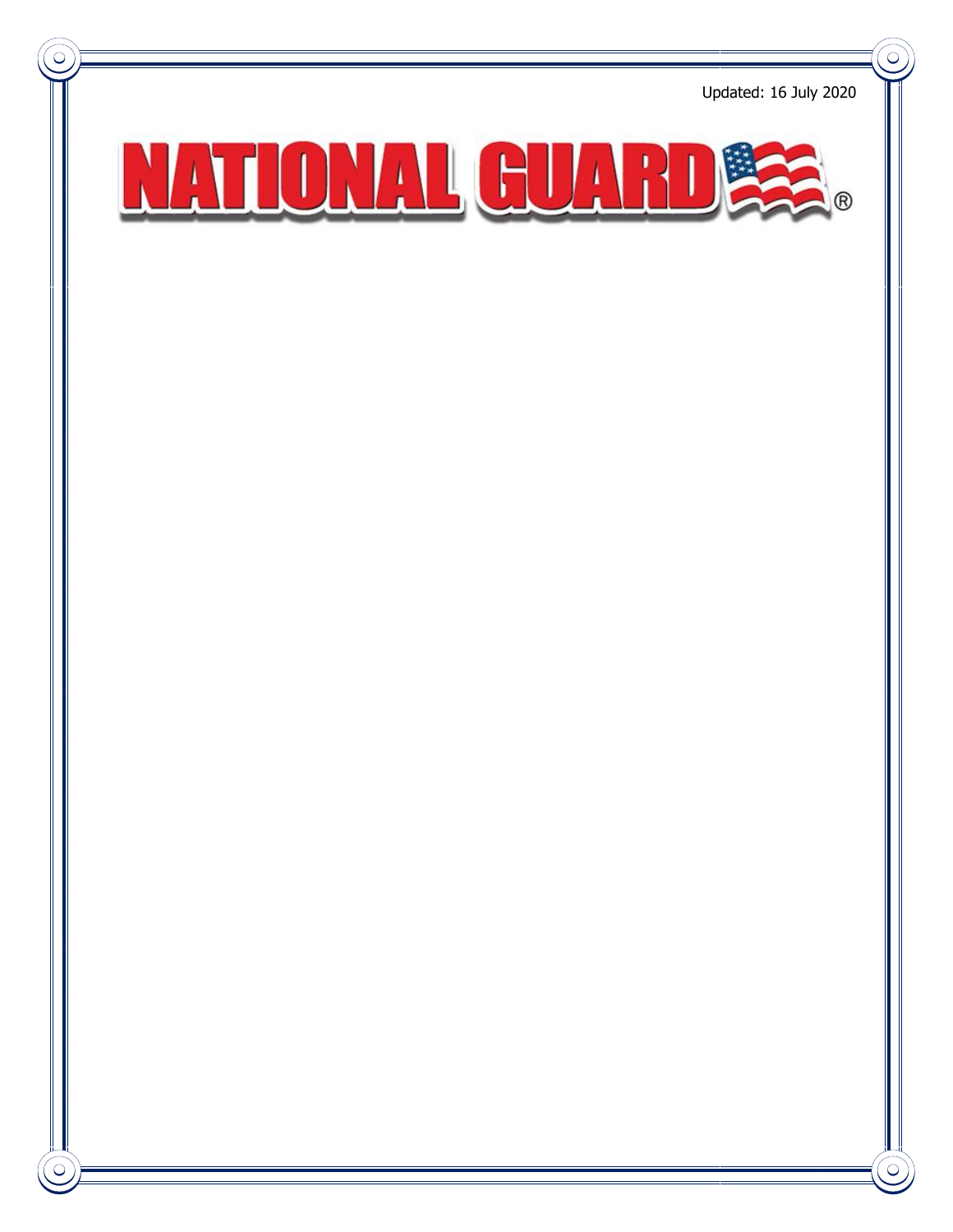Updated: 16 July 2020

NATIONAL GUARD®